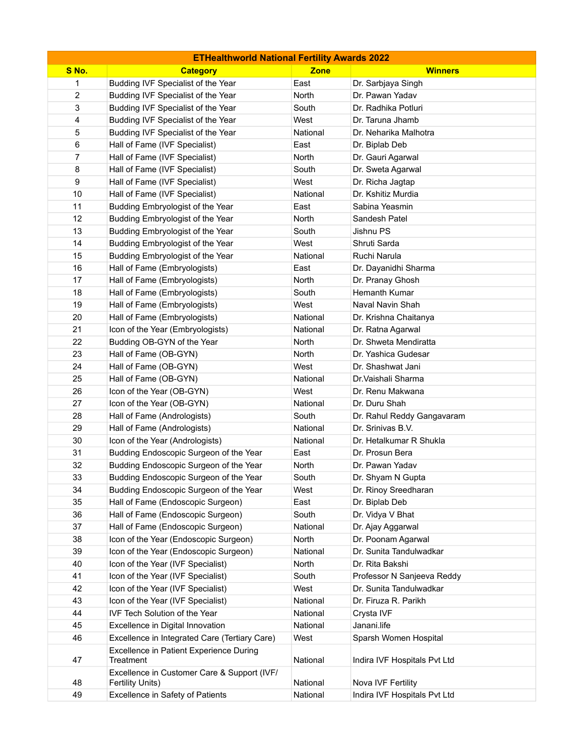| ETHealthworld National Fertility Awards 2022 | | | |
|---|---|---|---|
| S No. | Category | Zone | Winners |
| 1 | Budding IVF Specialist of the Year | East | Dr. Sarbjaya Singh |
| 2 | Budding IVF Specialist of the Year | North | Dr. Pawan Yadav |
| 3 | Budding IVF Specialist of the Year | South | Dr. Radhika Potluri |
| 4 | Budding IVF Specialist of the Year | West | Dr. Taruna Jhamb |
| 5 | Budding IVF Specialist of the Year | National | Dr. Neharika Malhotra |
| 6 | Hall of Fame (IVF Specialist) | East | Dr. Biplab Deb |
| 7 | Hall of Fame (IVF Specialist) | North | Dr. Gauri Agarwal |
| 8 | Hall of Fame (IVF Specialist) | South | Dr. Sweta Agarwal |
| 9 | Hall of Fame (IVF Specialist) | West | Dr. Richa Jagtap |
| 10 | Hall of Fame (IVF Specialist) | National | Dr. Kshitiz Murdia |
| 11 | Budding Embryologist of the Year | East | Sabina Yeasmin |
| 12 | Budding Embryologist of the Year | North | Sandesh Patel |
| 13 | Budding Embryologist of the Year | South | Jishnu PS |
| 14 | Budding Embryologist of the Year | West | Shruti Sarda |
| 15 | Budding Embryologist of the Year | National | Ruchi Narula |
| 16 | Hall of Fame (Embryologists) | East | Dr. Dayanidhi Sharma |
| 17 | Hall of Fame (Embryologists) | North | Dr. Pranay Ghosh |
| 18 | Hall of Fame (Embryologists) | South | Hemanth Kumar |
| 19 | Hall of Fame (Embryologists) | West | Naval Navin Shah |
| 20 | Hall of Fame (Embryologists) | National | Dr. Krishna Chaitanya |
| 21 | Icon of the Year (Embryologists) | National | Dr. Ratna Agarwal |
| 22 | Budding OB-GYN of the Year | North | Dr. Shweta Mendiratta |
| 23 | Hall of Fame (OB-GYN) | North | Dr. Yashica Gudesar |
| 24 | Hall of Fame (OB-GYN) | West | Dr. Shashwat Jani |
| 25 | Hall of Fame (OB-GYN) | National | Dr.Vaishali Sharma |
| 26 | Icon of the Year (OB-GYN) | West | Dr. Renu Makwana |
| 27 | Icon of the Year (OB-GYN) | National | Dr. Duru Shah |
| 28 | Hall of Fame (Andrologists) | South | Dr. Rahul Reddy Gangavaram |
| 29 | Hall of Fame (Andrologists) | National | Dr. Srinivas B.V. |
| 30 | Icon of the Year (Andrologists) | National | Dr. Hetalkumar R Shukla |
| 31 | Budding Endoscopic Surgeon of the Year | East | Dr. Prosun Bera |
| 32 | Budding Endoscopic Surgeon of the Year | North | Dr. Pawan Yadav |
| 33 | Budding Endoscopic Surgeon of the Year | South | Dr. Shyam N Gupta |
| 34 | Budding Endoscopic Surgeon of the Year | West | Dr. Rinoy Sreedharan |
| 35 | Hall of Fame (Endoscopic Surgeon) | East | Dr. Biplab Deb |
| 36 | Hall of Fame (Endoscopic Surgeon) | South | Dr. Vidya V Bhat |
| 37 | Hall of Fame (Endoscopic Surgeon) | National | Dr. Ajay Aggarwal |
| 38 | Icon of the Year (Endoscopic Surgeon) | North | Dr. Poonam Agarwal |
| 39 | Icon of the Year (Endoscopic Surgeon) | National | Dr. Sunita Tandulwadkar |
| 40 | Icon of the Year (IVF Specialist) | North | Dr. Rita Bakshi |
| 41 | Icon of the Year (IVF Specialist) | South | Professor N Sanjeeva Reddy |
| 42 | Icon of the Year (IVF Specialist) | West | Dr. Sunita Tandulwadkar |
| 43 | Icon of the Year (IVF Specialist) | National | Dr. Firuza R. Parikh |
| 44 | IVF Tech Solution of the Year | National | Crysta IVF |
| 45 | Excellence in Digital Innovation | National | Janani.life |
| 46 | Excellence in Integrated Care (Tertiary Care) | West | Sparsh Women Hospital |
| 47 | Excellence in Patient Experience During Treatment | National | Indira IVF Hospitals Pvt Ltd |
| 48 | Excellence in Customer Care & Support (IVF/ Fertility Units) | National | Nova IVF Fertility |
| 49 | Excellence in Safety of Patients | National | Indira IVF Hospitals Pvt Ltd |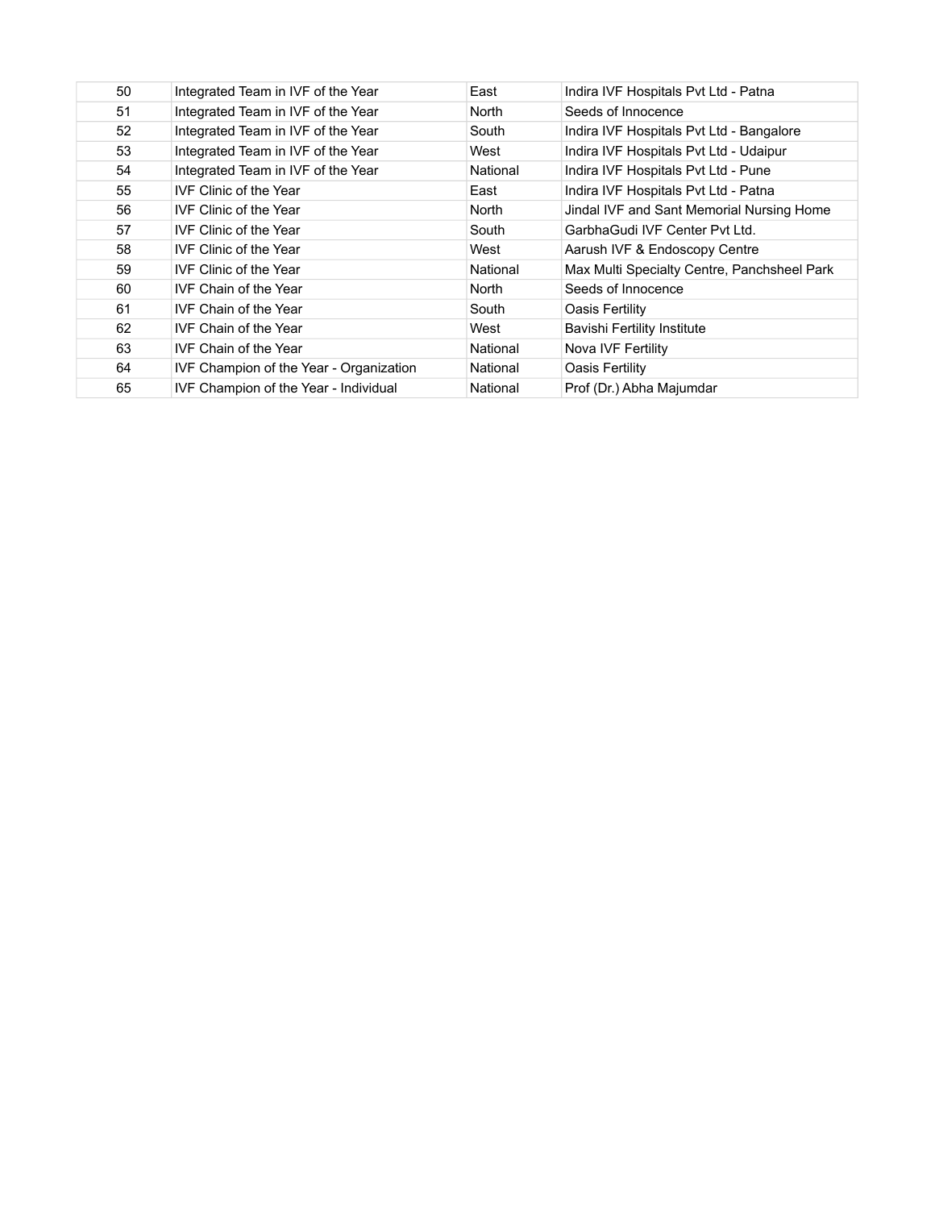| | | | |
|---|---|---|---|
| 50 | Integrated Team in IVF of the Year | East | Indira IVF Hospitals Pvt Ltd - Patna |
| 51 | Integrated Team in IVF of the Year | North | Seeds of Innocence |
| 52 | Integrated Team in IVF of the Year | South | Indira IVF Hospitals Pvt Ltd - Bangalore |
| 53 | Integrated Team in IVF of the Year | West | Indira IVF Hospitals Pvt Ltd - Udaipur |
| 54 | Integrated Team in IVF of the Year | National | Indira IVF Hospitals Pvt Ltd - Pune |
| 55 | IVF Clinic of the Year | East | Indira IVF Hospitals Pvt Ltd - Patna |
| 56 | IVF Clinic of the Year | North | Jindal IVF and Sant Memorial Nursing Home |
| 57 | IVF Clinic of the Year | South | GarbhaGudi IVF Center Pvt Ltd. |
| 58 | IVF Clinic of the Year | West | Aarush IVF & Endoscopy Centre |
| 59 | IVF Clinic of the Year | National | Max Multi Specialty Centre, Panchsheel Park |
| 60 | IVF Chain of the Year | North | Seeds of Innocence |
| 61 | IVF Chain of the Year | South | Oasis Fertility |
| 62 | IVF Chain of the Year | West | Bavishi Fertility Institute |
| 63 | IVF Chain of the Year | National | Nova IVF Fertility |
| 64 | IVF Champion of the Year - Organization | National | Oasis Fertility |
| 65 | IVF Champion of the Year - Individual | National | Prof (Dr.) Abha Majumdar |